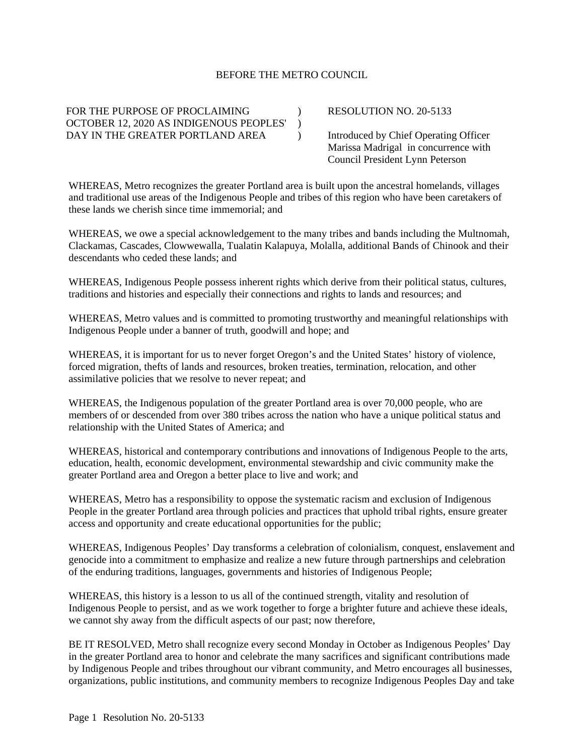BEFORE THE METRO COUNCIL

| | | |
|---|---|---|
| FOR THE PURPOSE OF PROCLAIMING OCTOBER 12, 2020 AS INDIGENOUS PEOPLES' DAY IN THE GREATER PORTLAND AREA | ) ) ) | RESOLUTION NO. 20-5133 <br><br> Introduced by Chief Operating Officer Marissa Madrigal in concurrence with Council President Lynn Peterson |

WHEREAS, Metro recognizes the greater Portland area is built upon the ancestral homelands, villages and traditional use areas of the Indigenous People and tribes of this region who have been caretakers of these lands we cherish since time immemorial; and

WHEREAS, we owe a special acknowledgement to the many tribes and bands including the Multnomah, Clackamas, Cascades, Clowwewalla, Tualatin Kalapuya, Molalla, additional Bands of Chinook and their descendants who ceded these lands; and

WHEREAS, Indigenous People possess inherent rights which derive from their political status, cultures, traditions and histories and especially their connections and rights to lands and resources; and

WHEREAS, Metro values and is committed to promoting trustworthy and meaningful relationships with Indigenous People under a banner of truth, goodwill and hope; and

WHEREAS, it is important for us to never forget Oregon's and the United States' history of violence, forced migration, thefts of lands and resources, broken treaties, termination, relocation, and other assimilative policies that we resolve to never repeat; and

WHEREAS, the Indigenous population of the greater Portland area is over 70,000 people, who are members of or descended from over 380 tribes across the nation who have a unique political status and relationship with the United States of America; and

WHEREAS, historical and contemporary contributions and innovations of Indigenous People to the arts, education, health, economic development, environmental stewardship and civic community make the greater Portland area and Oregon a better place to live and work; and

WHEREAS, Metro has a responsibility to oppose the systematic racism and exclusion of Indigenous People in the greater Portland area through policies and practices that uphold tribal rights, ensure greater access and opportunity and create educational opportunities for the public;

WHEREAS, Indigenous Peoples' Day transforms a celebration of colonialism, conquest, enslavement and genocide into a commitment to emphasize and realize a new future through partnerships and celebration of the enduring traditions, languages, governments and histories of Indigenous People;

WHEREAS, this history is a lesson to us all of the continued strength, vitality and resolution of Indigenous People to persist, and as we work together to forge a brighter future and achieve these ideals, we cannot shy away from the difficult aspects of our past; now therefore,

BE IT RESOLVED, Metro shall recognize every second Monday in October as Indigenous Peoples' Day in the greater Portland area to honor and celebrate the many sacrifices and significant contributions made by Indigenous People and tribes throughout our vibrant community, and Metro encourages all businesses, organizations, public institutions, and community members to recognize Indigenous Peoples Day and take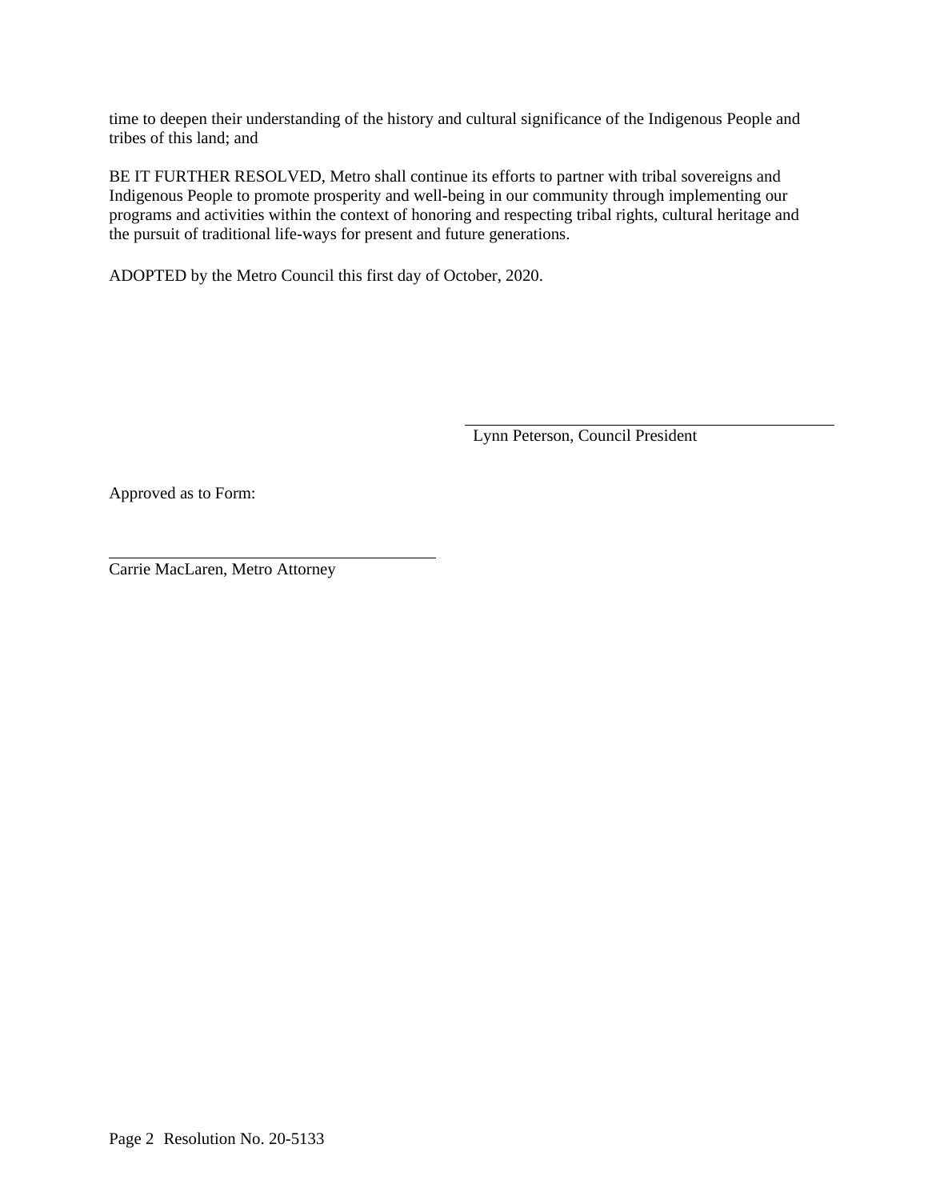time to deepen their understanding of the history and cultural significance of the Indigenous People and tribes of this land; and

BE IT FURTHER RESOLVED, Metro shall continue its efforts to partner with tribal sovereigns and Indigenous People to promote prosperity and well-being in our community through implementing our programs and activities within the context of honoring and respecting tribal rights, cultural heritage and the pursuit of traditional life-ways for present and future generations.

ADOPTED by the Metro Council this first day of October, 2020.

\_\_\_\_\_\_\_\_\_\_\_\_\_\_\_\_\_\_\_\_\_\_\_\_\_\_\_\_\_\_\_\_\_\_\_\_\_\_\_\_

Lynn Peterson, Council President

Approved as to Form:

\_\_\_\_\_\_\_\_\_\_\_\_\_\_\_\_\_\_\_\_\_\_\_\_\_\_\_\_\_\_\_\_\_\_\_\_\_\_\_\_

Carrie MacLaren, Metro Attorney